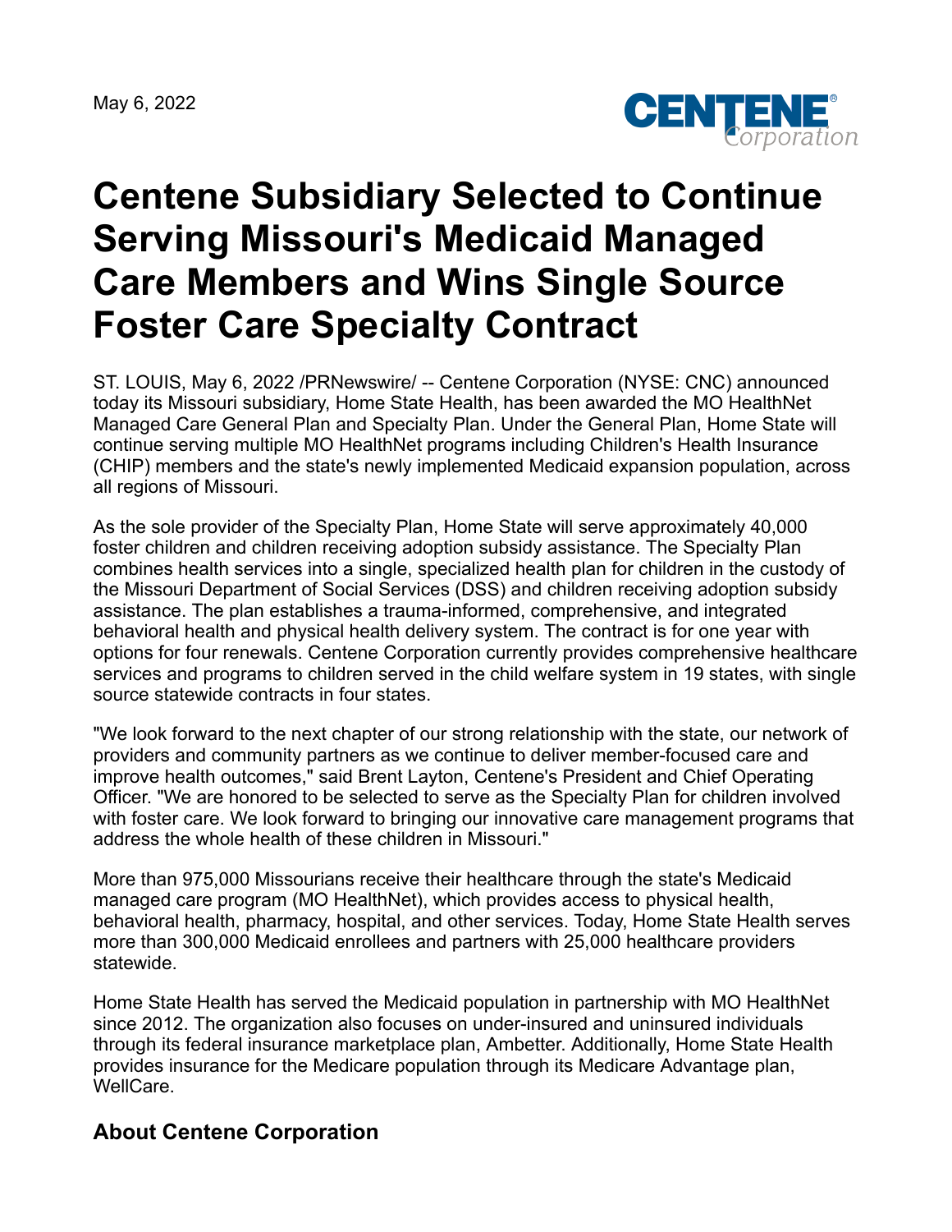May 6, 2022

# Centene Subsidiary Selected to Continue Serving Missouri's Medicaid Managed Care Members and Wins Single Source Foster Care Specialty Contract

ST. LOUIS, May 6, 2022 /PRNewswire/ -- Centene Corporation (NYSE: CNC) announced today its Missouri subsidiary, Home State Health, has been awarded the MO HealthNet Managed Care General Plan and Specialty Plan. Under the General Plan, Home State will continue serving multiple MO HealthNet programs including Children's Health Insurance (CHIP) members and the state's newly implemented Medicaid expansion population, across all regions of Missouri.

As the sole provider of the Specialty Plan, Home State will serve approximately 40,000 foster children and children receiving adoption subsidy assistance. The Specialty Plan combines health services into a single, specialized health plan for children in the custody of the Missouri Department of Social Services (DSS) and children receiving adoption subsidy assistance. The plan establishes a trauma-informed, comprehensive, and integrated behavioral health and physical health delivery system. The contract is for one year with options for four renewals. Centene Corporation currently provides comprehensive healthcare services and programs to children served in the child welfare system in 19 states, with single source statewide contracts in four states.

"We look forward to the next chapter of our strong relationship with the state, our network of providers and community partners as we continue to deliver member-focused care and improve health outcomes," said Brent Layton, Centene's President and Chief Operating Officer. "We are honored to be selected to serve as the Specialty Plan for children involved with foster care. We look forward to bringing our innovative care management programs that address the whole health of these children in Missouri."

More than 975,000 Missourians receive their healthcare through the state's Medicaid managed care program (MO HealthNet), which provides access to physical health, behavioral health, pharmacy, hospital, and other services. Today, Home State Health serves more than 300,000 Medicaid enrollees and partners with 25,000 healthcare providers statewide.

Home State Health has served the Medicaid population in partnership with MO HealthNet since 2012. The organization also focuses on under-insured and uninsured individuals through its federal insurance marketplace plan, Ambetter. Additionally, Home State Health provides insurance for the Medicare population through its Medicare Advantage plan, WellCare.

## About Centene Corporation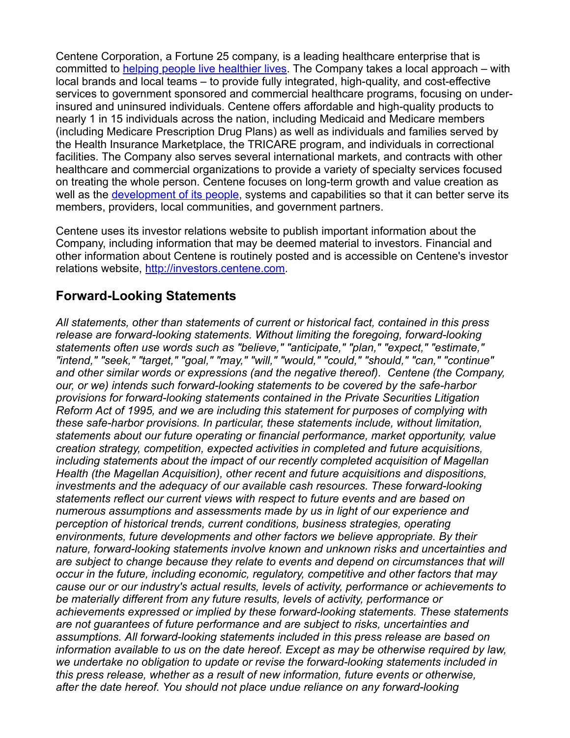Centene Corporation, a Fortune 25 company, is a leading healthcare enterprise that is committed to [helping people live healthier lives](). The Company takes a local approach – with local brands and local teams – to provide fully integrated, high-quality, and cost-effective services to government sponsored and commercial healthcare programs, focusing on under-insured and uninsured individuals. Centene offers affordable and high-quality products to nearly 1 in 15 individuals across the nation, including Medicaid and Medicare members (including Medicare Prescription Drug Plans) as well as individuals and families served by the Health Insurance Marketplace, the TRICARE program, and individuals in correctional facilities. The Company also serves several international markets, and contracts with other healthcare and commercial organizations to provide a variety of specialty services focused on treating the whole person. Centene focuses on long-term growth and value creation as well as the [development of its people](), systems and capabilities so that it can better serve its members, providers, local communities, and government partners.

Centene uses its investor relations website to publish important information about the Company, including information that may be deemed material to investors. Financial and other information about Centene is routinely posted and is accessible on Centene's investor relations website, [http://investors.centene.com](http://investors.centene.com).

## Forward-Looking Statements

*All statements, other than statements of current or historical fact, contained in this press release are forward-looking statements. Without limiting the foregoing, forward-looking statements often use words such as "believe," "anticipate," "plan," "expect," "estimate," "intend," "seek," "target," "goal," "may," "will," "would," "could," "should," "can," "continue" and other similar words or expressions (and the negative thereof). Centene (the Company, our, or we) intends such forward-looking statements to be covered by the safe-harbor provisions for forward-looking statements contained in the Private Securities Litigation Reform Act of 1995, and we are including this statement for purposes of complying with these safe-harbor provisions. In particular, these statements include, without limitation, statements about our future operating or financial performance, market opportunity, value creation strategy, competition, expected activities in completed and future acquisitions, including statements about the impact of our recently completed acquisition of Magellan Health (the Magellan Acquisition), other recent and future acquisitions and dispositions, investments and the adequacy of our available cash resources. These forward-looking statements reflect our current views with respect to future events and are based on numerous assumptions and assessments made by us in light of our experience and perception of historical trends, current conditions, business strategies, operating environments, future developments and other factors we believe appropriate. By their nature, forward-looking statements involve known and unknown risks and uncertainties and are subject to change because they relate to events and depend on circumstances that will occur in the future, including economic, regulatory, competitive and other factors that may cause our or our industry's actual results, levels of activity, performance or achievements to be materially different from any future results, levels of activity, performance or achievements expressed or implied by these forward-looking statements. These statements are not guarantees of future performance and are subject to risks, uncertainties and assumptions. All forward-looking statements included in this press release are based on information available to us on the date hereof. Except as may be otherwise required by law, we undertake no obligation to update or revise the forward-looking statements included in this press release, whether as a result of new information, future events or otherwise, after the date hereof. You should not place undue reliance on any forward-looking*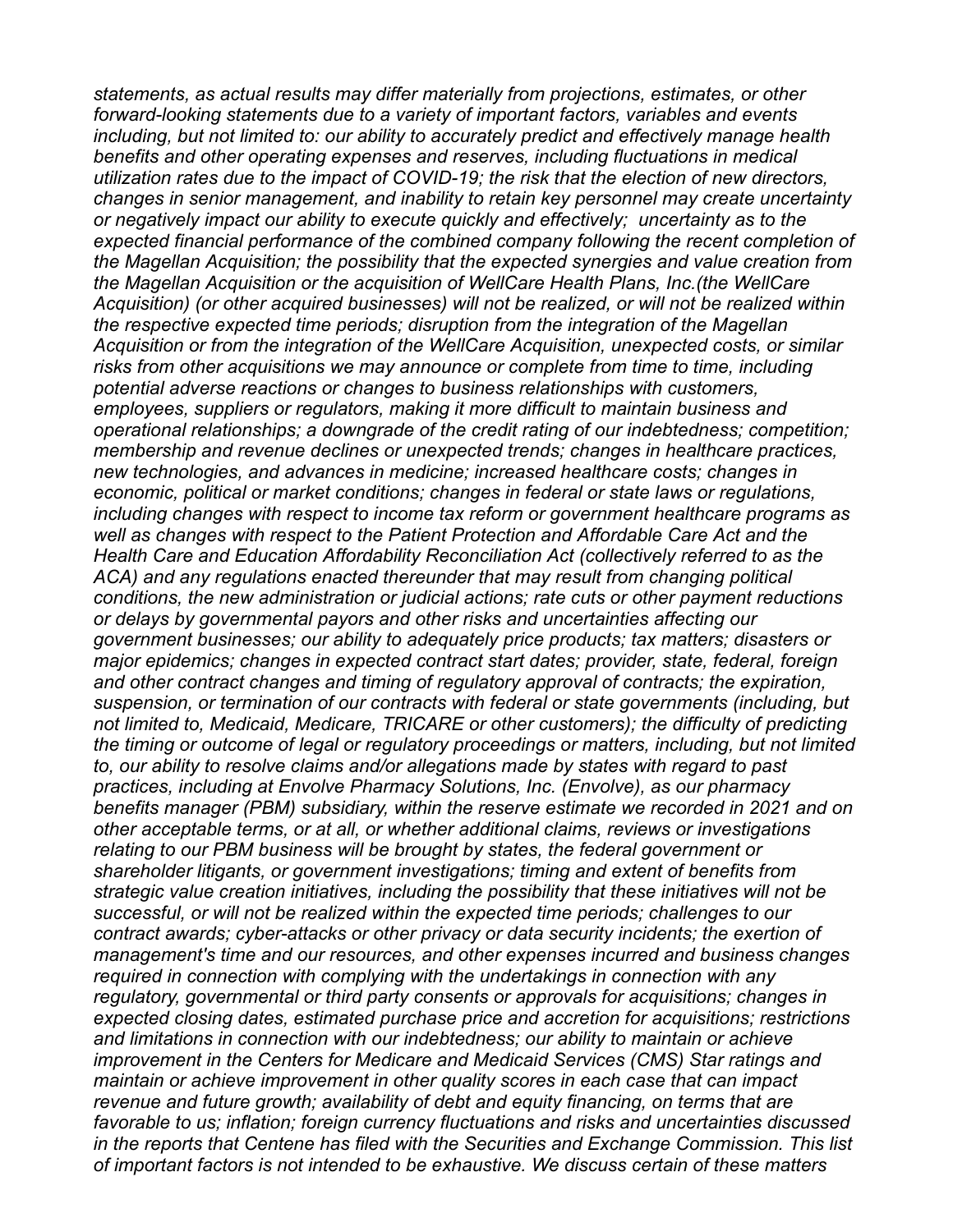*statements, as actual results may differ materially from projections, estimates, or other forward-looking statements due to a variety of important factors, variables and events including, but not limited to: our ability to accurately predict and effectively manage health benefits and other operating expenses and reserves, including fluctuations in medical utilization rates due to the impact of COVID-19; the risk that the election of new directors, changes in senior management, and inability to retain key personnel may create uncertainty or negatively impact our ability to execute quickly and effectively; uncertainty as to the expected financial performance of the combined company following the recent completion of the Magellan Acquisition; the possibility that the expected synergies and value creation from the Magellan Acquisition or the acquisition of WellCare Health Plans, Inc.(the WellCare Acquisition) (or other acquired businesses) will not be realized, or will not be realized within the respective expected time periods; disruption from the integration of the Magellan Acquisition or from the integration of the WellCare Acquisition, unexpected costs, or similar risks from other acquisitions we may announce or complete from time to time, including potential adverse reactions or changes to business relationships with customers, employees, suppliers or regulators, making it more difficult to maintain business and operational relationships; a downgrade of the credit rating of our indebtedness; competition; membership and revenue declines or unexpected trends; changes in healthcare practices, new technologies, and advances in medicine; increased healthcare costs; changes in economic, political or market conditions; changes in federal or state laws or regulations, including changes with respect to income tax reform or government healthcare programs as well as changes with respect to the Patient Protection and Affordable Care Act and the Health Care and Education Affordability Reconciliation Act (collectively referred to as the ACA) and any regulations enacted thereunder that may result from changing political conditions, the new administration or judicial actions; rate cuts or other payment reductions or delays by governmental payors and other risks and uncertainties affecting our government businesses; our ability to adequately price products; tax matters; disasters or major epidemics; changes in expected contract start dates; provider, state, federal, foreign and other contract changes and timing of regulatory approval of contracts; the expiration, suspension, or termination of our contracts with federal or state governments (including, but not limited to, Medicaid, Medicare, TRICARE or other customers); the difficulty of predicting the timing or outcome of legal or regulatory proceedings or matters, including, but not limited to, our ability to resolve claims and/or allegations made by states with regard to past practices, including at Envolve Pharmacy Solutions, Inc. (Envolve), as our pharmacy benefits manager (PBM) subsidiary, within the reserve estimate we recorded in 2021 and on other acceptable terms, or at all, or whether additional claims, reviews or investigations relating to our PBM business will be brought by states, the federal government or shareholder litigants, or government investigations; timing and extent of benefits from strategic value creation initiatives, including the possibility that these initiatives will not be successful, or will not be realized within the expected time periods; challenges to our contract awards; cyber-attacks or other privacy or data security incidents; the exertion of management's time and our resources, and other expenses incurred and business changes required in connection with complying with the undertakings in connection with any regulatory, governmental or third party consents or approvals for acquisitions; changes in expected closing dates, estimated purchase price and accretion for acquisitions; restrictions and limitations in connection with our indebtedness; our ability to maintain or achieve improvement in the Centers for Medicare and Medicaid Services (CMS) Star ratings and maintain or achieve improvement in other quality scores in each case that can impact revenue and future growth; availability of debt and equity financing, on terms that are favorable to us; inflation; foreign currency fluctuations and risks and uncertainties discussed in the reports that Centene has filed with the Securities and Exchange Commission. This list of important factors is not intended to be exhaustive. We discuss certain of these matters*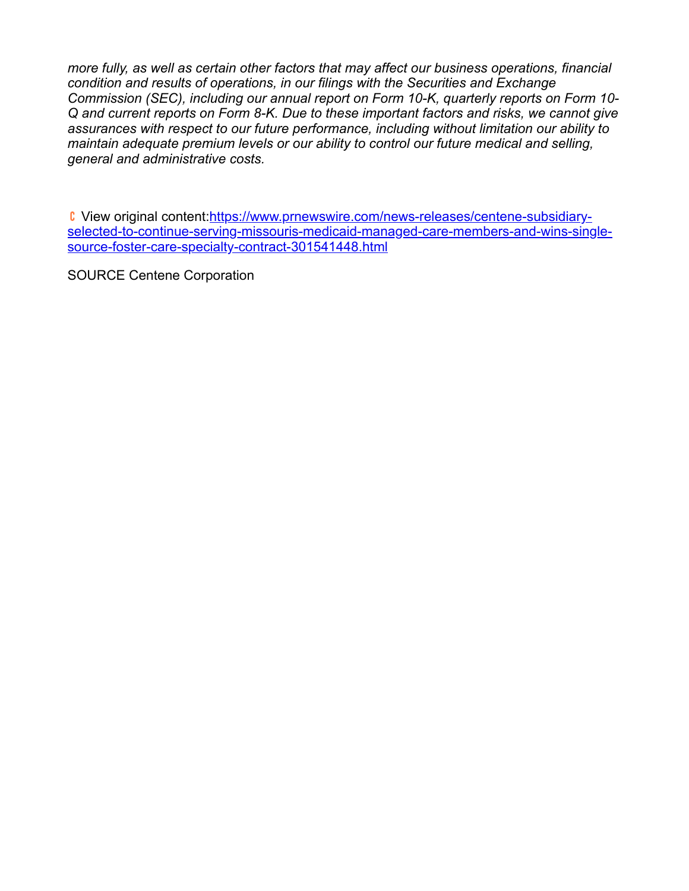*more fully, as well as certain other factors that may affect our business operations, financial condition and results of operations, in our filings with the Securities and Exchange Commission (SEC), including our annual report on Form 10-K, quarterly reports on Form 10-Q and current reports on Form 8-K. Due to these important factors and risks, we cannot give assurances with respect to our future performance, including without limitation our ability to maintain adequate premium levels or our ability to control our future medical and selling, general and administrative costs.*

View original content:https://www.prnewswire.com/news-releases/centene-subsidiary-selected-to-continue-serving-missouris-medicaid-managed-care-members-and-wins-single-source-foster-care-specialty-contract-301541448.html

SOURCE Centene Corporation